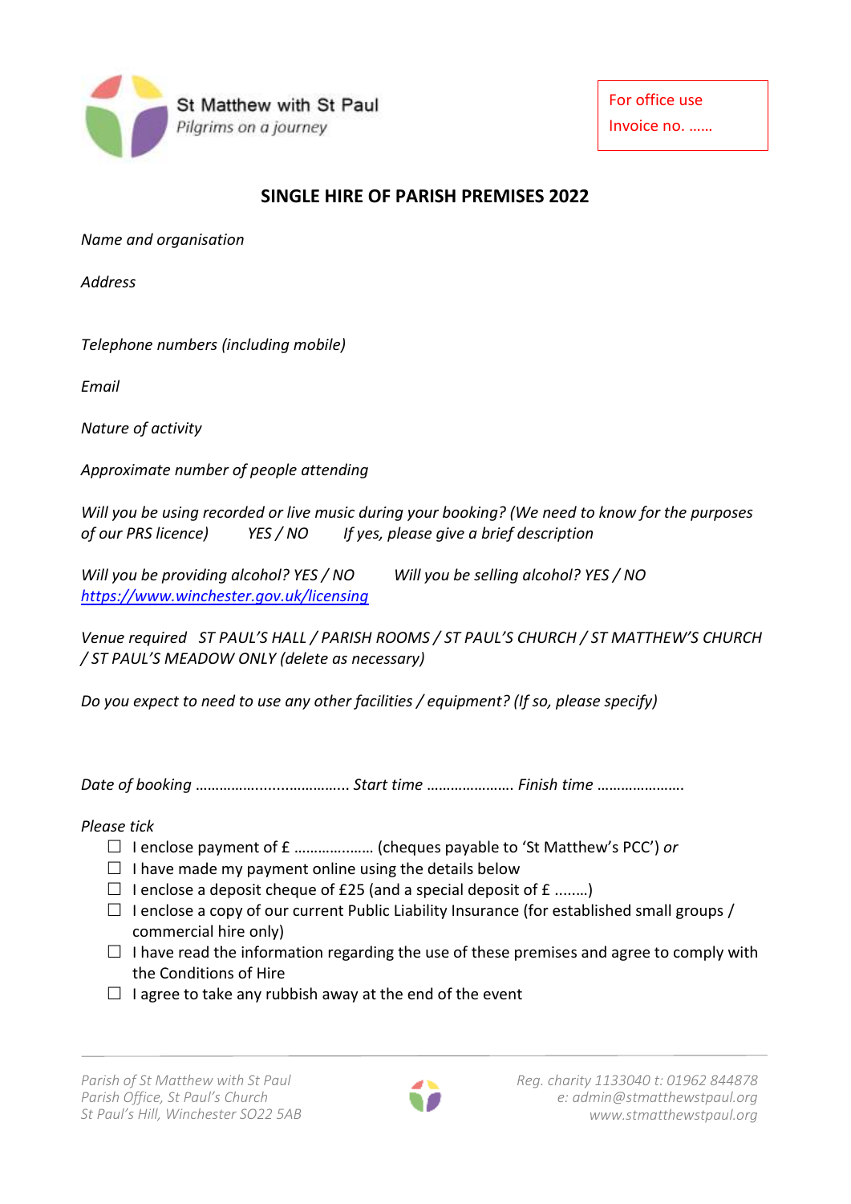St Matthew with St Paul

*Pilgrims on a journey*

For office use

Invoice no. ……

## SINGLE HIRE OF PARISH PREMISES 2022

*Name and organisation*

*Address*

*Telephone numbers (including mobile)*

*Email*

*Nature of activity*

*Approximate number of people attending*

*Will you be using recorded or live music during your booking? (We need to know for the purposes of our PRS licence)   YES / NO   If yes, please give a brief description*

*Will you be providing alcohol? YES / NO   Will you be selling alcohol? YES / NO*
[https://www.winchester.gov.uk/licensing](https://www.winchester.gov.uk/licensing)

*Venue required   ST PAUL'S HALL / PARISH ROOMS / ST PAUL'S CHURCH / ST MATTHEW'S CHURCH / ST PAUL'S MEADOW ONLY (delete as necessary)*

*Do you expect to need to use any other facilities / equipment? (If so, please specify)*

*Date of booking* ……………..................……... *Start time* …………………. *Finish time* ………………….

*Please tick*

- ☐ I enclose payment of £ ……………….. (cheques payable to 'St Matthew's PCC') *or*
- ☐ I have made my payment online using the details below
- ☐ I enclose a deposit cheque of £25 (and a special deposit of £ ……..)
- ☐ I enclose a copy of our current Public Liability Insurance (for established small groups / commercial hire only)
- ☐ I have read the information regarding the use of these premises and agree to comply with the Conditions of Hire
- ☐ I agree to take any rubbish away at the end of the event

*Parish of St Matthew with St Paul*
*Parish Office, St Paul's Church*
*St Paul's Hill, Winchester SO22 5AB*

*Reg. charity 1133040 t: 01962 844878*
*e: admin@stmatthewstpaul.org*
*www.stmatthewstpaul.org*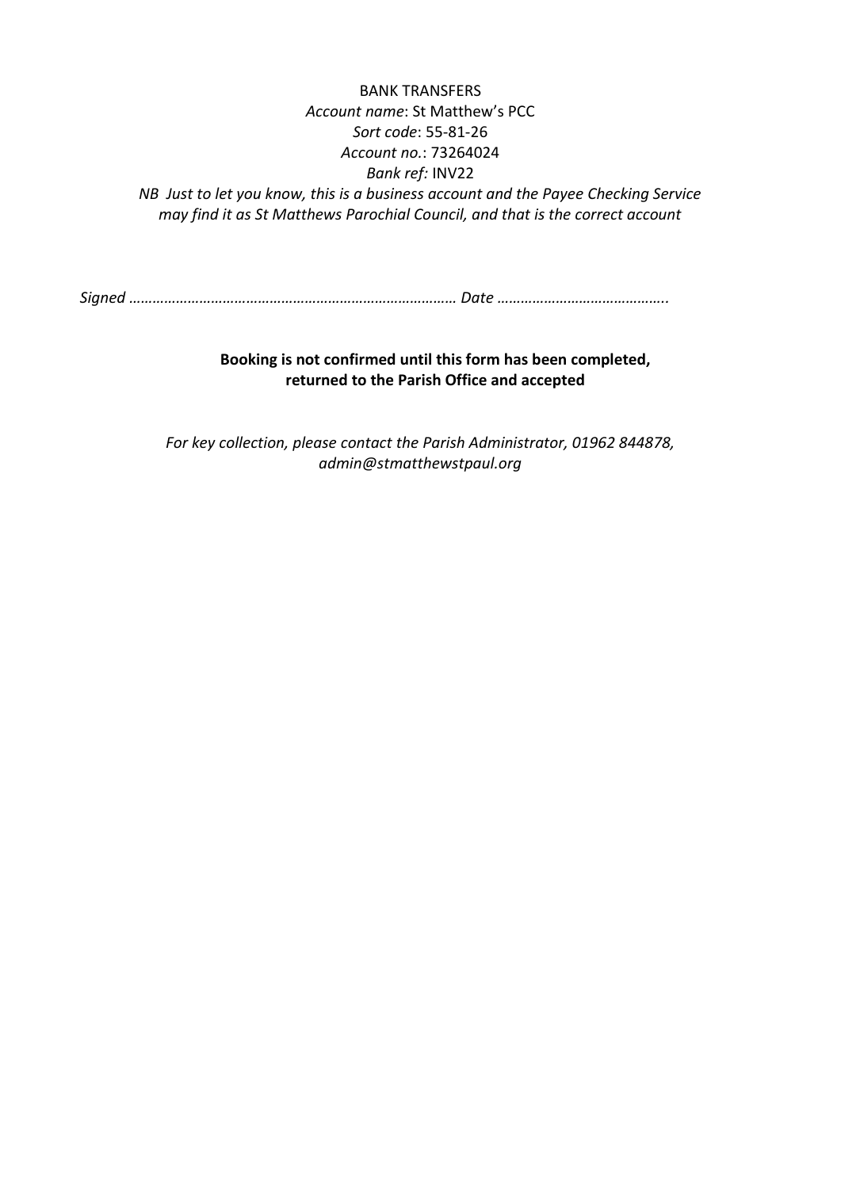BANK TRANSFERS

*Account name*: St Matthew's PCC

*Sort code*: 55-81-26

*Account no.*: 73264024

*Bank ref:* INV22

*NB Just to let you know, this is a business account and the Payee Checking Service may find it as St Matthews Parochial Council, and that is the correct account*

*Signed ………………………………………………………………………… Date ……………………………………..*

**Booking is not confirmed until this form has been completed, returned to the Parish Office and accepted**

*For key collection, please contact the Parish Administrator, 01962 844878, admin@stmatthewstpaul.org*